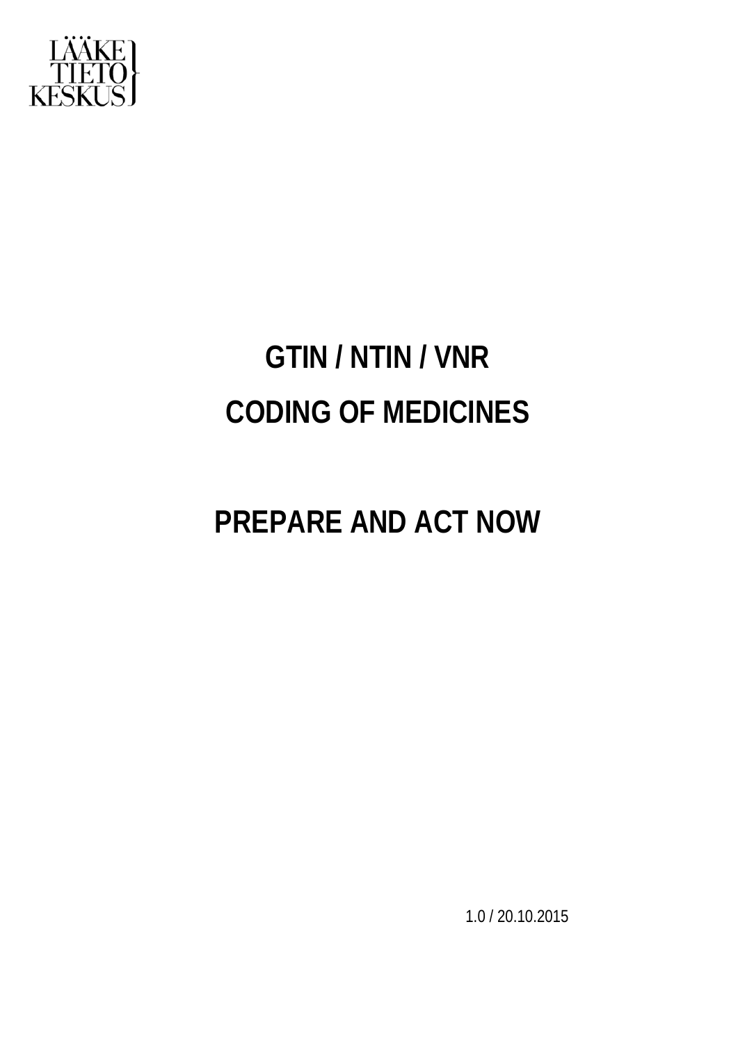LÄÄKE TIETO KESKUS

# GTIN / NTIN / VNR

# CODING OF MEDICINES

# PREPARE AND ACT NOW

1.0 / 20.10.2015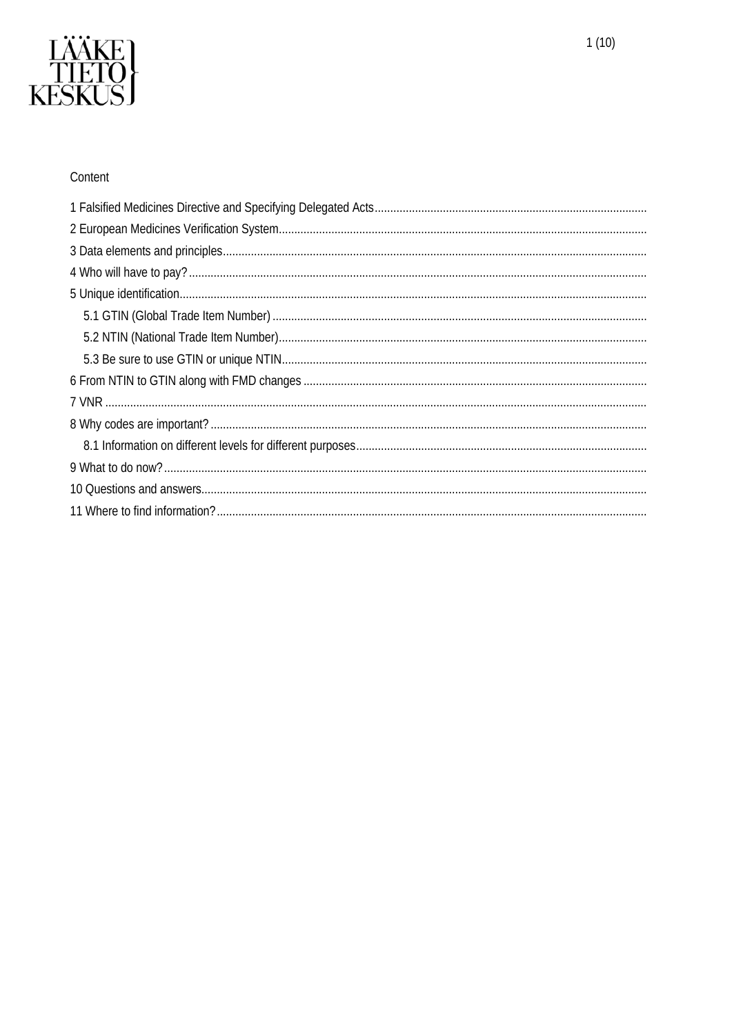Content

1 Falsified Medicines Directive and Specifying Delegated Acts

2 European Medicines Verification System

3 Data elements and principles

4 Who will have to pay?

5 Unique identification

- 5.1 GTIN (Global Trade Item Number)
- 5.2 NTIN (National Trade Item Number)
- 5.3 Be sure to use GTIN or unique NTIN

6 From NTIN to GTIN along with FMD changes

7 VNR

8 Why codes are important?

- 8.1 Information on different levels for different purposes

9 What to do now?

10 Questions and answers

11 Where to find information?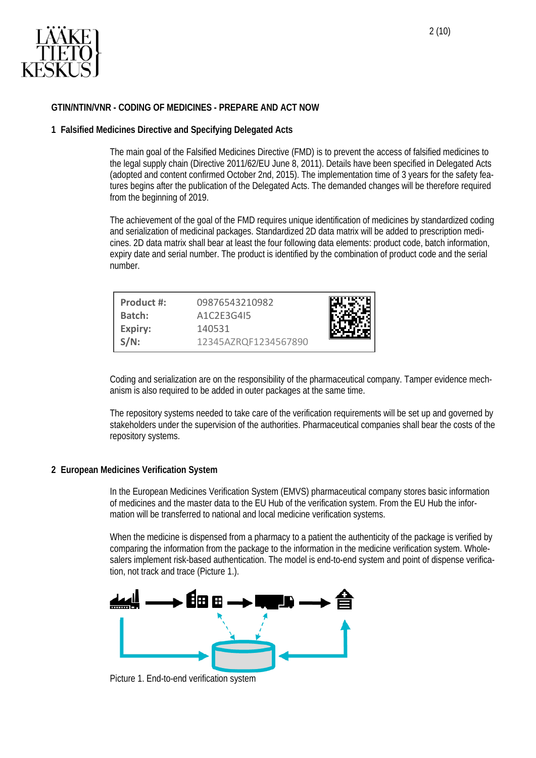GTIN/NTIN/VNR - CODING OF MEDICINES - PREPARE AND ACT NOW

## 1 Falsified Medicines Directive and Specifying Delegated Acts

The main goal of the Falsified Medicines Directive (FMD) is to prevent the access of falsified medicines to the legal supply chain (Directive 2011/62/EU June 8, 2011). Details have been specified in Delegated Acts (adopted and content confirmed October 2nd, 2015). The implementation time of 3 years for the safety features begins after the publication of the Delegated Acts. The demanded changes will be therefore required from the beginning of 2019.

The achievement of the goal of the FMD requires unique identification of medicines by standardized coding and serialization of medicinal packages. Standardized 2D data matrix will be added to prescription medicines. 2D data matrix shall bear at least the four following data elements: product code, batch information, expiry date and serial number. The product is identified by the combination of product code and the serial number.

| | |
|---|---|
| **Product #:** | 09876543210982 |
| **Batch:** | A1C2E3G4I5 |
| **Expiry:** | 140531 |
| **S/N:** | 12345AZRQF1234567890 |

Coding and serialization are on the responsibility of the pharmaceutical company. Tamper evidence mechanism is also required to be added in outer packages at the same time.

The repository systems needed to take care of the verification requirements will be set up and governed by stakeholders under the supervision of the authorities. Pharmaceutical companies shall bear the costs of the repository systems.

## 2 European Medicines Verification System

In the European Medicines Verification System (EMVS) pharmaceutical company stores basic information of medicines and the master data to the EU Hub of the verification system. From the EU Hub the information will be transferred to national and local medicine verification systems.

When the medicine is dispensed from a pharmacy to a patient the authenticity of the package is verified by comparing the information from the package to the information in the medicine verification system. Wholesalers implement risk-based authentication. The model is end-to-end system and point of dispense verification, not track and trace (Picture 1.).

Picture 1. End-to-end verification system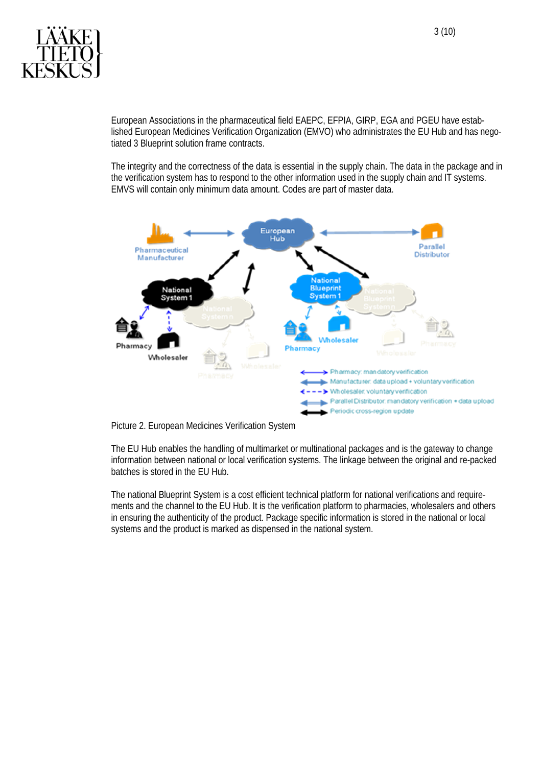European Associations in the pharmaceutical field EAEPC, EFPIA, GIRP, EGA and PGEU have established European Medicines Verification Organization (EMVO) who administrates the EU Hub and has negotiated 3 Blueprint solution frame contracts.

The integrity and the correctness of the data is essential in the supply chain. The data in the package and in the verification system has to respond to the other information used in the supply chain and IT systems. EMVS will contain only minimum data amount. Codes are part of master data.

Picture 2. European Medicines Verification System

The EU Hub enables the handling of multimarket or multinational packages and is the gateway to change information between national or local verification systems. The linkage between the original and re-packed batches is stored in the EU Hub.

The national Blueprint System is a cost efficient technical platform for national verifications and requirements and the channel to the EU Hub. It is the verification platform to pharmacies, wholesalers and others in ensuring the authenticity of the product. Package specific information is stored in the national or local systems and the product is marked as dispensed in the national system.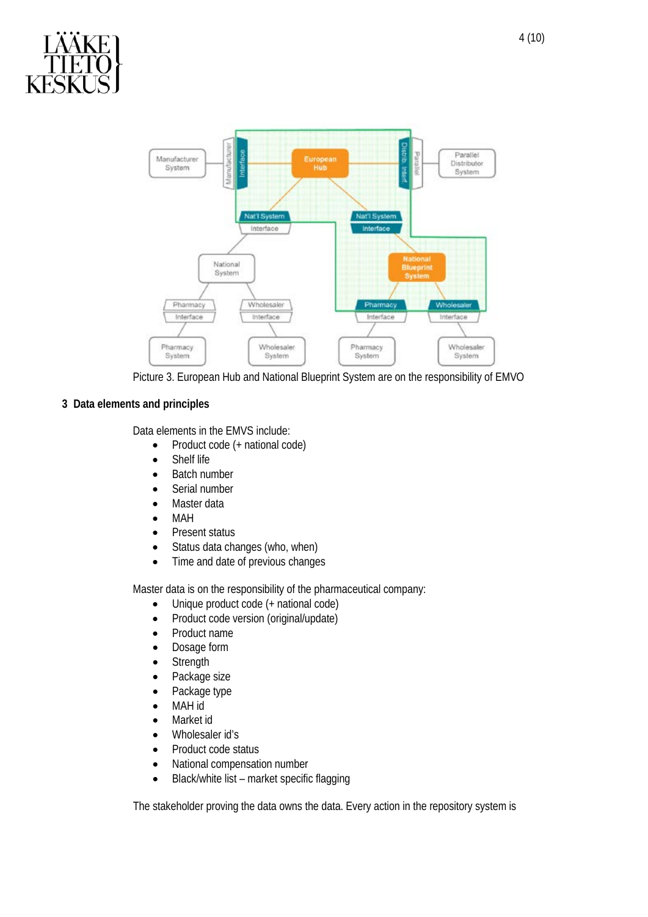Picture 3. European Hub and National Blueprint System are on the responsibility of EMVO

## 3 Data elements and principles

Data elements in the EMVS include:

- Product code (+ national code)
- Shelf life
- Batch number
- Serial number
- Master data
- MAH
- Present status
- Status data changes (who, when)
- Time and date of previous changes

Master data is on the responsibility of the pharmaceutical company:

- Unique product code (+ national code)
- Product code version (original/update)
- Product name
- Dosage form
- Strength
- Package size
- Package type
- MAH id
- Market id
- Wholesaler id's
- Product code status
- National compensation number
- Black/white list – market specific flagging

The stakeholder proving the data owns the data. Every action in the repository system is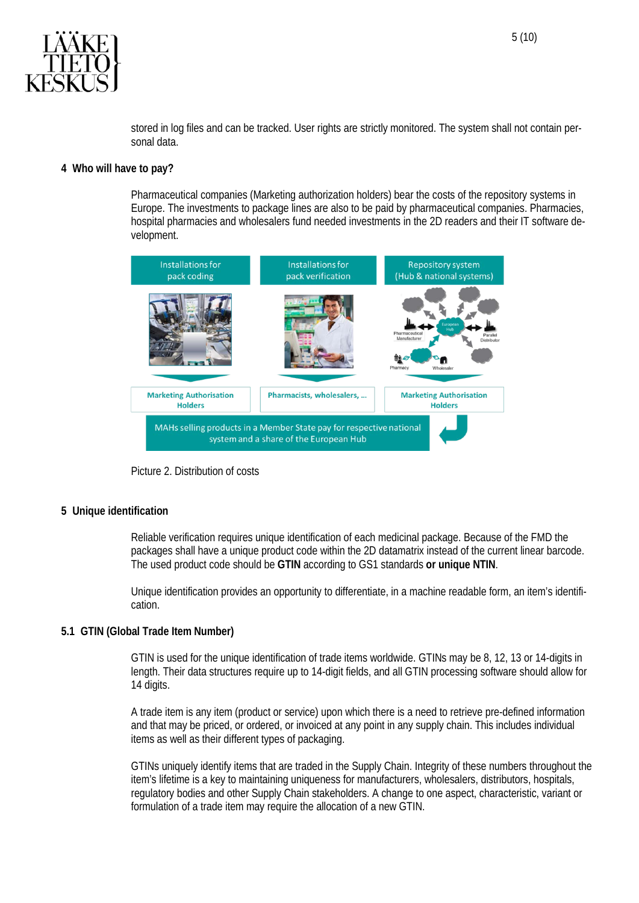stored in log files and can be tracked. User rights are strictly monitored. The system shall not contain personal data.

## 4 Who will have to pay?

Pharmaceutical companies (Marketing authorization holders) bear the costs of the repository systems in Europe. The investments to package lines are also to be paid by pharmaceutical companies. Pharmacies, hospital pharmacies and wholesalers fund needed investments in the 2D readers and their IT software development.

| Installations for pack coding | Installations for pack verification | Repository system (Hub & national systems) |
| --- | --- | --- |
| Marketing Authorisation Holders | Pharmacists, wholesalers, ... | Marketing Authorisation Holders |

MAHs selling products in a Member State pay for respective national system and a share of the European Hub

Picture 2. Distribution of costs

## 5 Unique identification

Reliable verification requires unique identification of each medicinal package. Because of the FMD the packages shall have a unique product code within the 2D datamatrix instead of the current linear barcode. The used product code should be **GTIN** according to GS1 standards **or unique NTIN**.

Unique identification provides an opportunity to differentiate, in a machine readable form, an item's identification.

### 5.1 GTIN (Global Trade Item Number)

GTIN is used for the unique identification of trade items worldwide. GTINs may be 8, 12, 13 or 14-digits in length. Their data structures require up to 14-digit fields, and all GTIN processing software should allow for 14 digits.

A trade item is any item (product or service) upon which there is a need to retrieve pre-defined information and that may be priced, or ordered, or invoiced at any point in any supply chain. This includes individual items as well as their different types of packaging.

GTINs uniquely identify items that are traded in the Supply Chain. Integrity of these numbers throughout the item's lifetime is a key to maintaining uniqueness for manufacturers, wholesalers, distributors, hospitals, regulatory bodies and other Supply Chain stakeholders. A change to one aspect, characteristic, variant or formulation of a trade item may require the allocation of a new GTIN.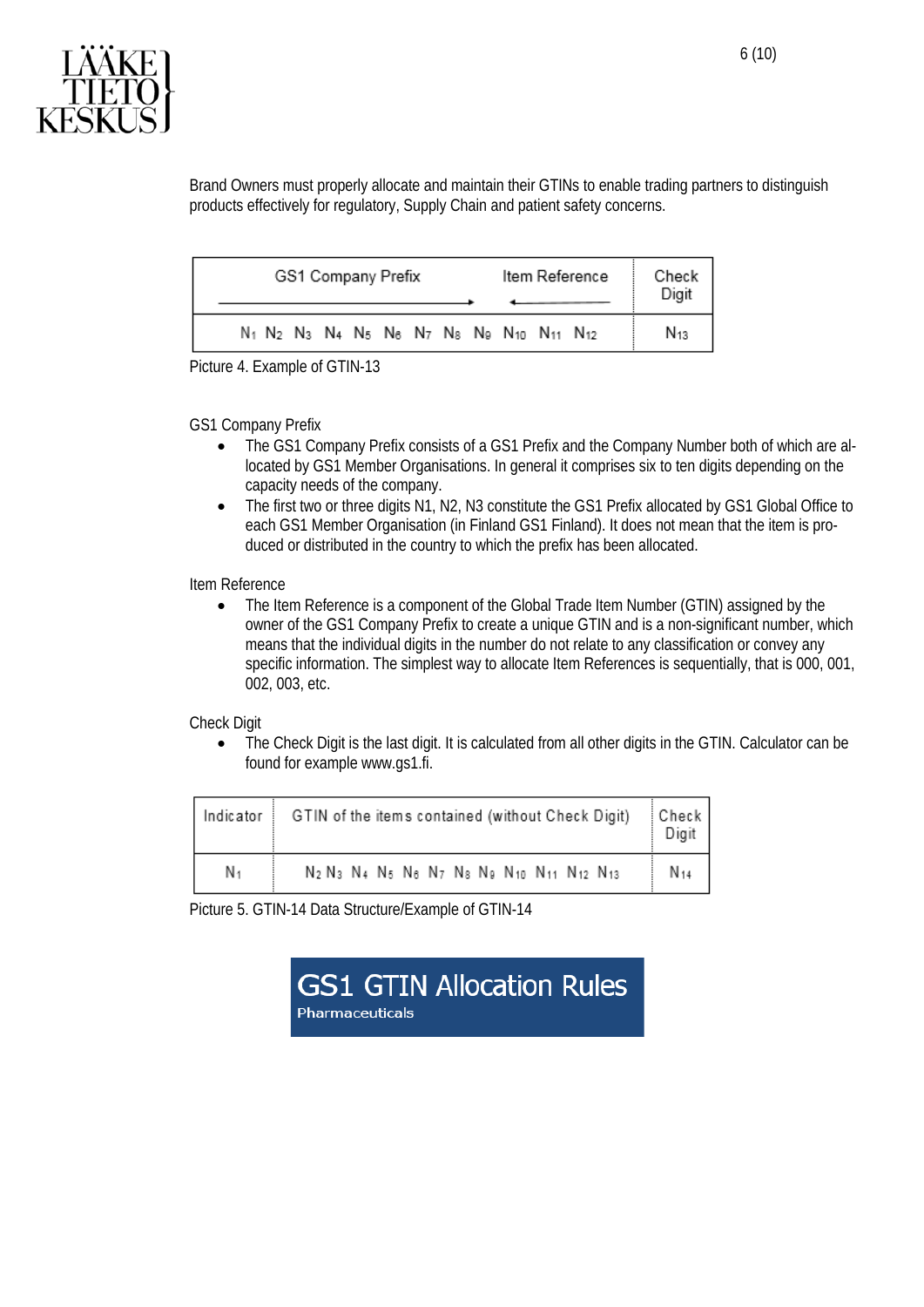Brand Owners must properly allocate and maintain their GTINs to enable trading partners to distinguish products effectively for regulatory, Supply Chain and patient safety concerns.

| GS1 Company Prefix | Item Reference | Check Digit |
|---|---|---|
| $N_1$ $N_2$ $N_3$ $N_4$ $N_5$ $N_6$ $N_7$ $N_8$ $N_9$ $N_{10}$ $N_{11}$ $N_{12}$ | | $N_{13}$ |

Picture 4. Example of GTIN-13

GS1 Company Prefix

- The GS1 Company Prefix consists of a GS1 Prefix and the Company Number both of which are allocated by GS1 Member Organisations. In general it comprises six to ten digits depending on the capacity needs of the company.
- The first two or three digits N1, N2, N3 constitute the GS1 Prefix allocated by GS1 Global Office to each GS1 Member Organisation (in Finland GS1 Finland). It does not mean that the item is produced or distributed in the country to which the prefix has been allocated.

Item Reference

- The Item Reference is a component of the Global Trade Item Number (GTIN) assigned by the owner of the GS1 Company Prefix to create a unique GTIN and is a non-significant number, which means that the individual digits in the number do not relate to any classification or convey any specific information. The simplest way to allocate Item References is sequentially, that is 000, 001, 002, 003, etc.

Check Digit

- The Check Digit is the last digit. It is calculated from all other digits in the GTIN. Calculator can be found for example www.gs1.fi.

| Indicator | GTIN of the items contained (without Check Digit) | Check Digit |
|---|---|---|
| $N_1$ | $N_2$ $N_3$ $N_4$ $N_5$ $N_6$ $N_7$ $N_8$ $N_9$ $N_{10}$ $N_{11}$ $N_{12}$ $N_{13}$ | $N_{14}$ |

Picture 5. GTIN-14 Data Structure/Example of GTIN-14

GS1 GTIN Allocation Rules
Pharmaceuticals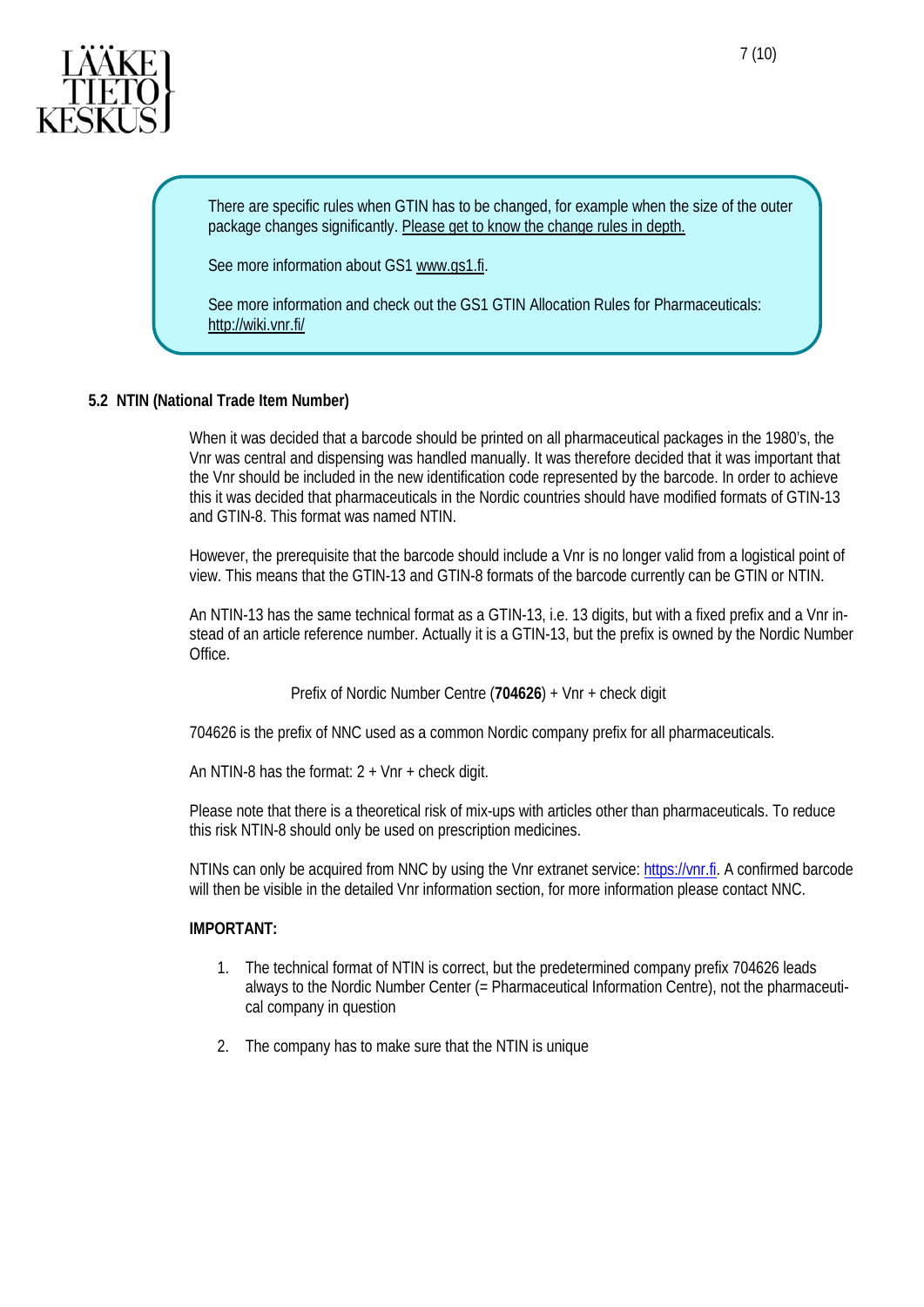There are specific rules when GTIN has to be changed, for example when the size of the outer package changes significantly. Please get to know the change rules in depth.

See more information about GS1 www.gs1.fi.

See more information and check out the GS1 GTIN Allocation Rules for Pharmaceuticals: http://wiki.vnr.fi/

### 5.2 NTIN (National Trade Item Number)

When it was decided that a barcode should be printed on all pharmaceutical packages in the 1980's, the Vnr was central and dispensing was handled manually. It was therefore decided that it was important that the Vnr should be included in the new identification code represented by the barcode. In order to achieve this it was decided that pharmaceuticals in the Nordic countries should have modified formats of GTIN-13 and GTIN-8. This format was named NTIN.

However, the prerequisite that the barcode should include a Vnr is no longer valid from a logistical point of view. This means that the GTIN-13 and GTIN-8 formats of the barcode currently can be GTIN or NTIN.

An NTIN-13 has the same technical format as a GTIN-13, i.e. 13 digits, but with a fixed prefix and a Vnr instead of an article reference number. Actually it is a GTIN-13, but the prefix is owned by the Nordic Number Office.

Prefix of Nordic Number Centre (**704626**) + Vnr + check digit

704626 is the prefix of NNC used as a common Nordic company prefix for all pharmaceuticals.

An NTIN-8 has the format: 2 + Vnr + check digit.

Please note that there is a theoretical risk of mix-ups with articles other than pharmaceuticals. To reduce this risk NTIN-8 should only be used on prescription medicines.

NTINs can only be acquired from NNC by using the Vnr extranet service: https://vnr.fi. A confirmed barcode will then be visible in the detailed Vnr information section, for more information please contact NNC.

**IMPORTANT:**

1. The technical format of NTIN is correct, but the predetermined company prefix 704626 leads always to the Nordic Number Center (= Pharmaceutical Information Centre), not the pharmaceutical company in question
2. The company has to make sure that the NTIN is unique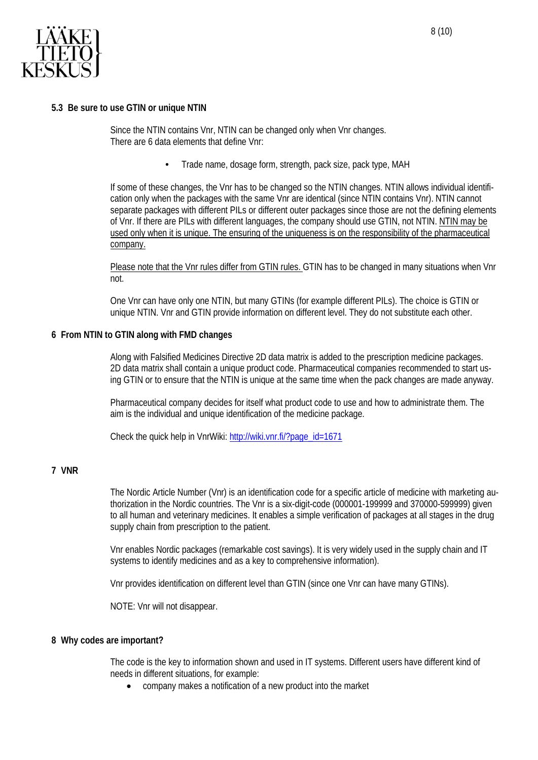### 5.3 Be sure to use GTIN or unique NTIN

Since the NTIN contains Vnr, NTIN can be changed only when Vnr changes.
There are 6 data elements that define Vnr:

- Trade name, dosage form, strength, pack size, pack type, MAH

If some of these changes, the Vnr has to be changed so the NTIN changes. NTIN allows individual identification only when the packages with the same Vnr are identical (since NTIN contains Vnr). NTIN cannot separate packages with different PILs or different outer packages since those are not the defining elements of Vnr. If there are PILs with different languages, the company should use GTIN, not NTIN. NTIN may be used only when it is unique. The ensuring of the uniqueness is on the responsibility of the pharmaceutical company.

Please note that the Vnr rules differ from GTIN rules. GTIN has to be changed in many situations when Vnr not.

One Vnr can have only one NTIN, but many GTINs (for example different PILs). The choice is GTIN or unique NTIN. Vnr and GTIN provide information on different level. They do not substitute each other.

## 6 From NTIN to GTIN along with FMD changes

Along with Falsified Medicines Directive 2D data matrix is added to the prescription medicine packages. 2D data matrix shall contain a unique product code. Pharmaceutical companies recommended to start using GTIN or to ensure that the NTIN is unique at the same time when the pack changes are made anyway.

Pharmaceutical company decides for itself what product code to use and how to administrate them. The aim is the individual and unique identification of the medicine package.

Check the quick help in VnrWiki: http://wiki.vnr.fi/?page_id=1671

## 7 VNR

The Nordic Article Number (Vnr) is an identification code for a specific article of medicine with marketing authorization in the Nordic countries. The Vnr is a six-digit-code (000001-199999 and 370000-599999) given to all human and veterinary medicines. It enables a simple verification of packages at all stages in the drug supply chain from prescription to the patient.

Vnr enables Nordic packages (remarkable cost savings). It is very widely used in the supply chain and IT systems to identify medicines and as a key to comprehensive information).

Vnr provides identification on different level than GTIN (since one Vnr can have many GTINs).

NOTE: Vnr will not disappear.

## 8 Why codes are important?

The code is the key to information shown and used in IT systems. Different users have different kind of needs in different situations, for example:

- company makes a notification of a new product into the market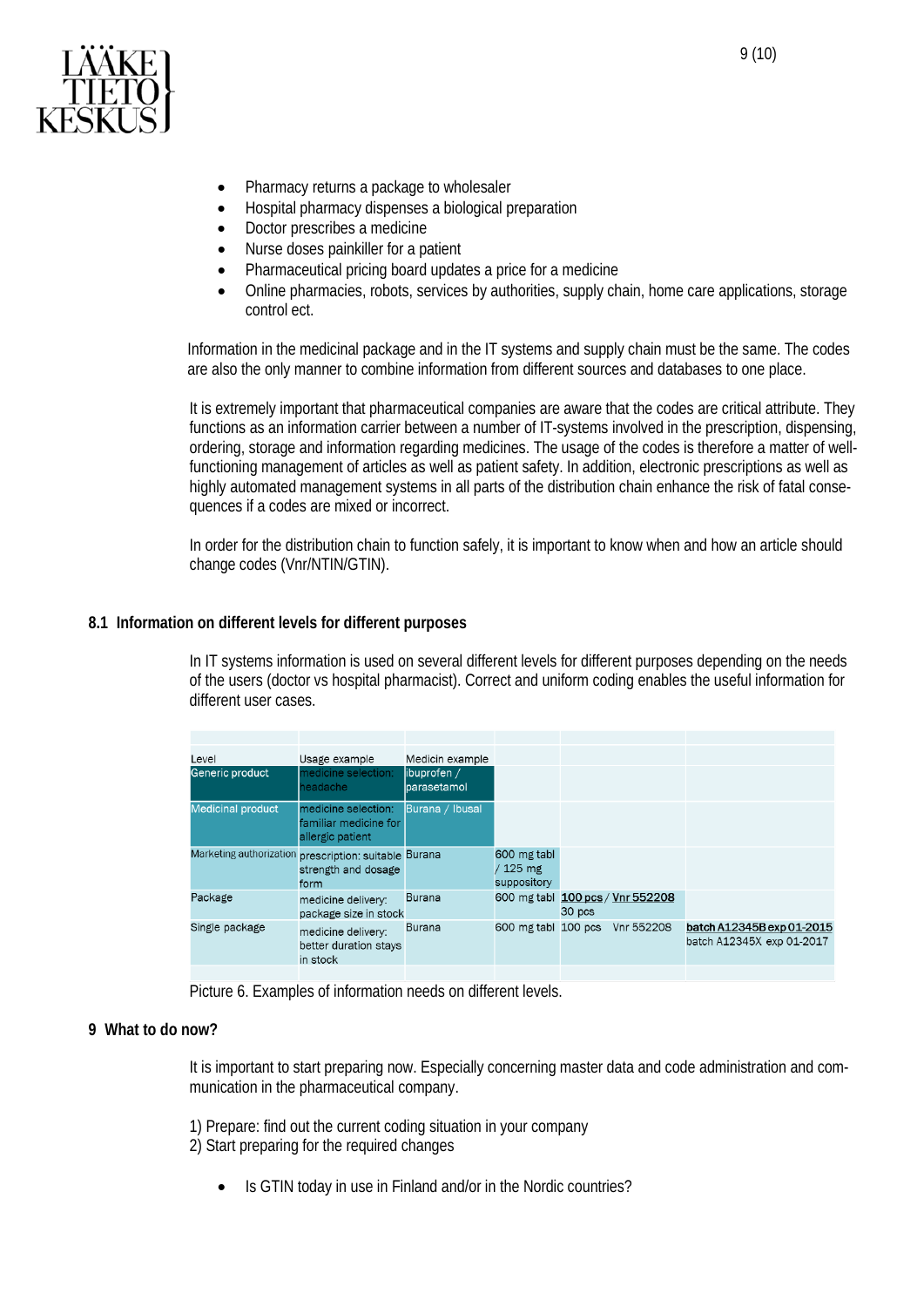- Pharmacy returns a package to wholesaler
- Hospital pharmacy dispenses a biological preparation
- Doctor prescribes a medicine
- Nurse doses painkiller for a patient
- Pharmaceutical pricing board updates a price for a medicine
- Online pharmacies, robots, services by authorities, supply chain, home care applications, storage control ect.

Information in the medicinal package and in the IT systems and supply chain must be the same. The codes are also the only manner to combine information from different sources and databases to one place.

It is extremely important that pharmaceutical companies are aware that the codes are critical attribute. They functions as an information carrier between a number of IT-systems involved in the prescription, dispensing, ordering, storage and information regarding medicines. The usage of the codes is therefore a matter of well-functioning management of articles as well as patient safety. In addition, electronic prescriptions as well as highly automated management systems in all parts of the distribution chain enhance the risk of fatal consequences if a codes are mixed or incorrect.

In order for the distribution chain to function safely, it is important to know when and how an article should change codes (Vnr/NTIN/GTIN).

## 8.1 Information on different levels for different purposes

In IT systems information is used on several different levels for different purposes depending on the needs of the users (doctor vs hospital pharmacist). Correct and uniform coding enables the useful information for different user cases.

| Level | Usage example | Medicin example | | | |
|---|---|---|---|---|---|
| Generic product | medicine selection: headache | ibuprofen / parasetamol | | | |
| Medicinal product | medicine selection: familiar medicine for allergic patient | Burana / Ibusal | | | |
| Marketing authorization | prescription: suitable strength and dosage form | Burana | 600 mg tabl / 125 mg suppository | | |
| Package | medicine delivery: package size in stock | Burana | 600 mg tabl | 100 pcs / Vnr 552208<br>30 pcs | |
| Single package | medicine delivery: better duration stays in stock | Burana | 600 mg tabl | 100 pcs Vnr 552208 | batch A12345B exp 01-2015<br>batch A12345X exp 01-2017 |

Picture 6. Examples of information needs on different levels.

# 9 What to do now?

It is important to start preparing now. Especially concerning master data and code administration and communication in the pharmaceutical company.

1) Prepare: find out the current coding situation in your company
2) Start preparing for the required changes

- Is GTIN today in use in Finland and/or in the Nordic countries?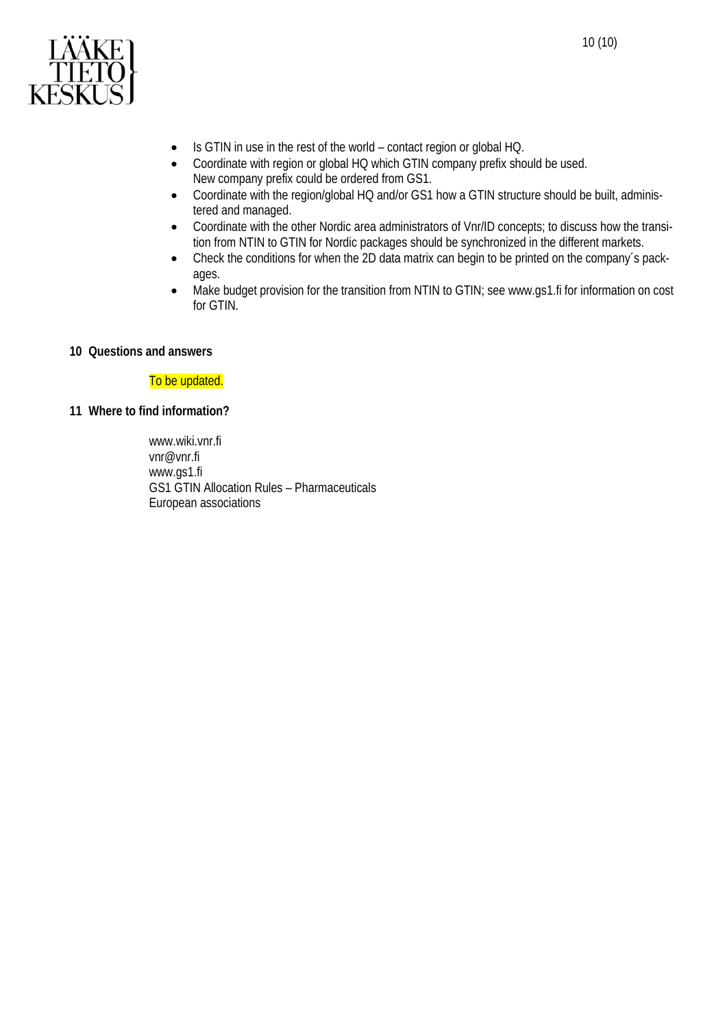- Is GTIN in use in the rest of the world – contact region or global HQ.
- Coordinate with region or global HQ which GTIN company prefix should be used. New company prefix could be ordered from GS1.
- Coordinate with the region/global HQ and/or GS1 how a GTIN structure should be built, administered and managed.
- Coordinate with the other Nordic area administrators of Vnr/ID concepts; to discuss how the transition from NTIN to GTIN for Nordic packages should be synchronized in the different markets.
- Check the conditions for when the 2D data matrix can begin to be printed on the company´s packages.
- Make budget provision for the transition from NTIN to GTIN; see www.gs1.fi for information on cost for GTIN.

## 10 Questions and answers

To be updated.

## 11 Where to find information?

www.wiki.vnr.fi
vnr@vnr.fi
www.gs1.fi
GS1 GTIN Allocation Rules – Pharmaceuticals
European associations